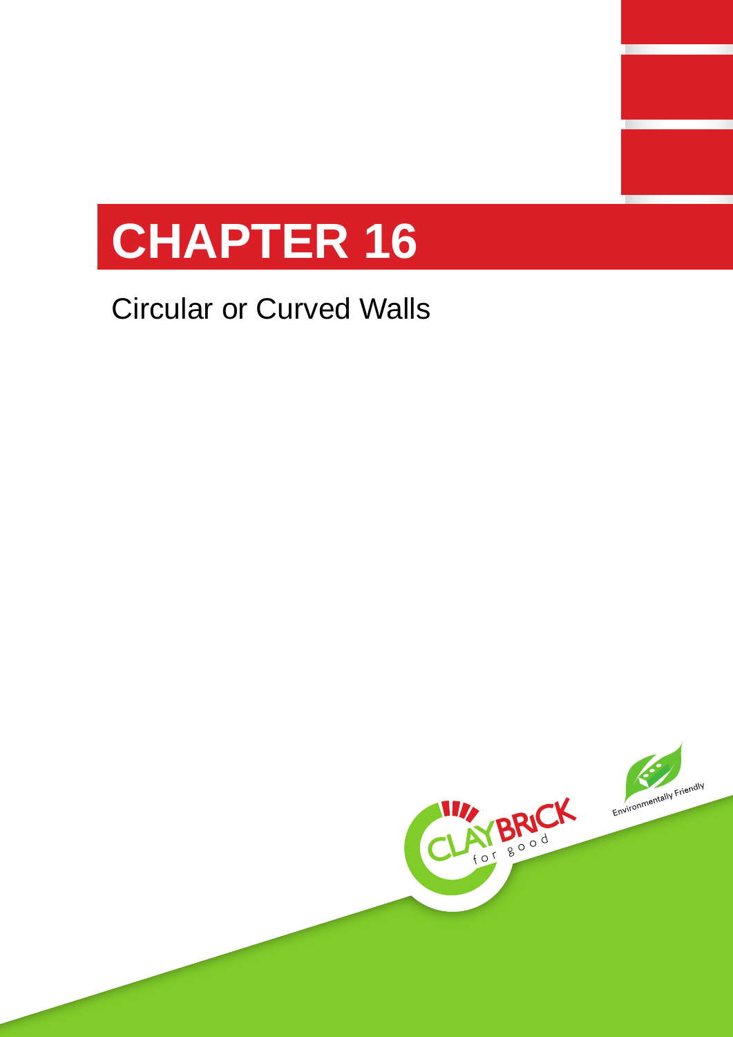# CHAPTER 16

## Circular or Curved Walls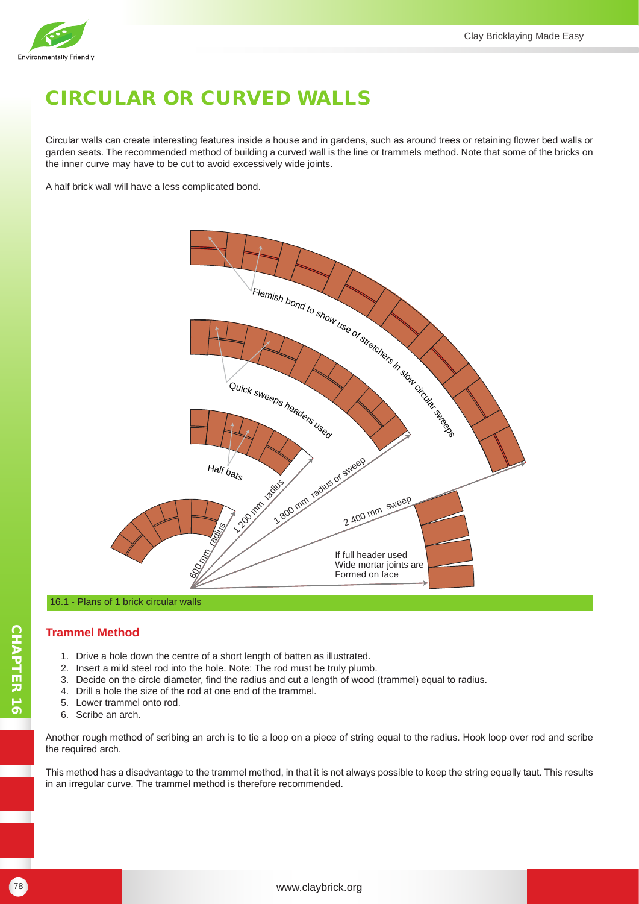# CIRCULAR OR CURVED WALLS

Circular walls can create interesting features inside a house and in gardens, such as around trees or retaining flower bed walls or garden seats. The recommended method of building a curved wall is the line or trammels method. Note that some of the bricks on the inner curve may have to be cut to avoid excessively wide joints.

A half brick wall will have a less complicated bond.

16.1 - Plans of 1 brick circular walls

## Trammel Method

1. Drive a hole down the centre of a short length of batten as illustrated.
2. Insert a mild steel rod into the hole. Note: The rod must be truly plumb.
3. Decide on the circle diameter, find the radius and cut a length of wood (trammel) equal to radius.
4. Drill a hole the size of the rod at one end of the trammel.
5. Lower trammel onto rod.
6. Scribe an arch.

Another rough method of scribing an arch is to tie a loop on a piece of string equal to the radius. Hook loop over rod and scribe the required arch.

This method has a disadvantage to the trammel method, in that it is not always possible to keep the string equally taut. This results in an irregular curve. The trammel method is therefore recommended.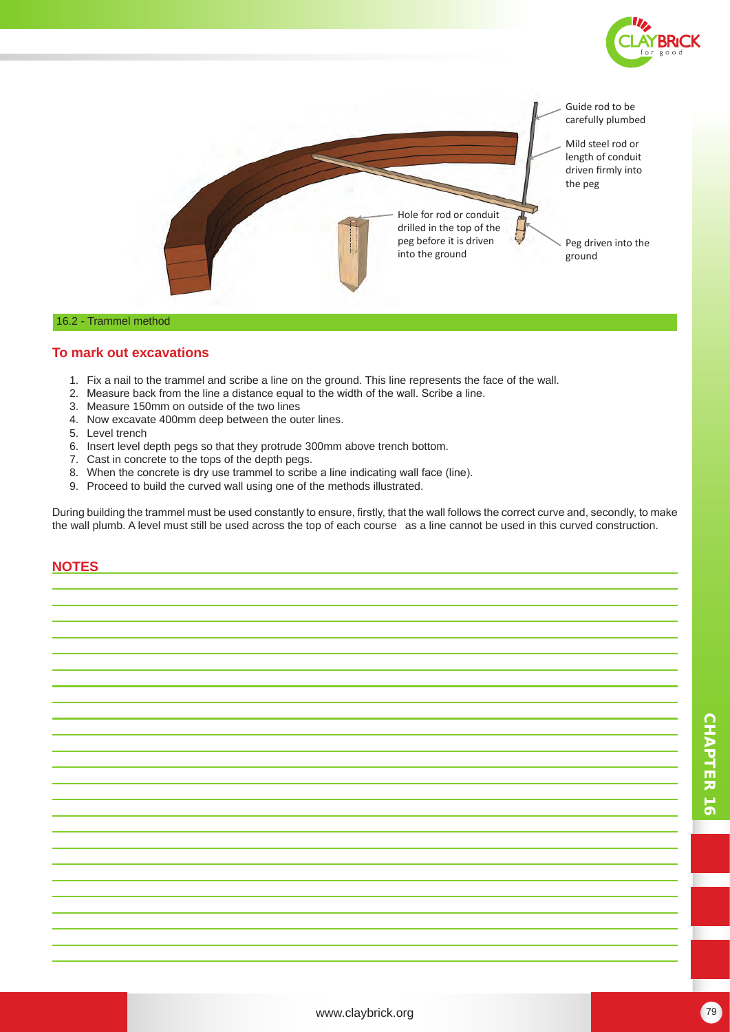Guide rod to be carefully plumbed

Mild steel rod or length of conduit driven firmly into the peg

Hole for rod or conduit drilled in the top of the peg before it is driven into the ground

Peg driven into the ground

16.2 - Trammel method

## To mark out excavations

1. Fix a nail to the trammel and scribe a line on the ground. This line represents the face of the wall.
2. Measure back from the line a distance equal to the width of the wall. Scribe a line.
3. Measure 150mm on outside of the two lines
4. Now excavate 400mm deep between the outer lines.
5. Level trench
6. Insert level depth pegs so that they protrude 300mm above trench bottom.
7. Cast in concrete to the tops of the depth pegs.
8. When the concrete is dry use trammel to scribe a line indicating wall face (line).
9. Proceed to build the curved wall using one of the methods illustrated.

During building the trammel must be used constantly to ensure, firstly, that the wall follows the correct curve and, secondly, to make the wall plumb. A level must still be used across the top of each course as a line cannot be used in this curved construction.

## NOTES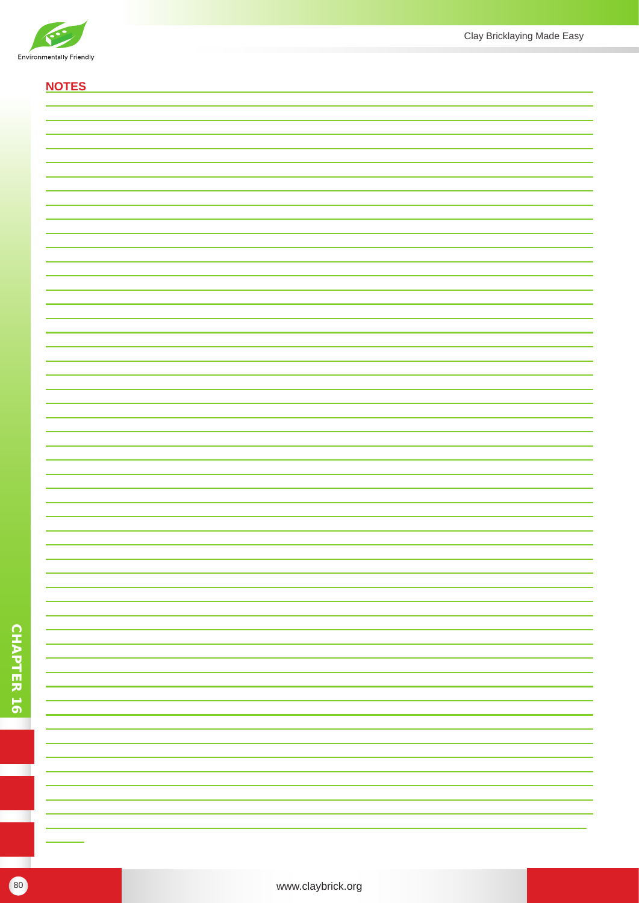## NOTES